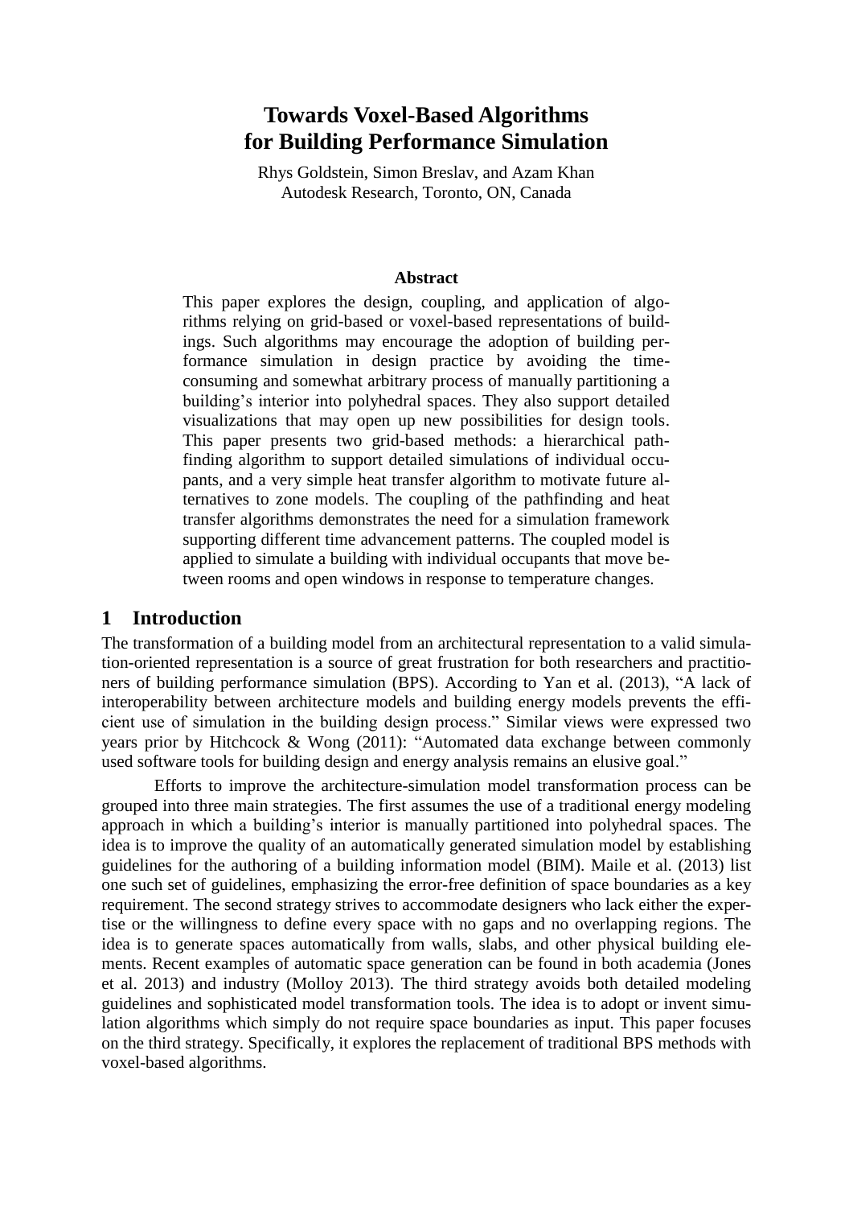# Towards Voxel-Based Algorithms for Building Performance Simulation

Rhys Goldstein, Simon Breslav, and Azam Khan
Autodesk Research, Toronto, ON, Canada

### Abstract

This paper explores the design, coupling, and application of algorithms relying on grid-based or voxel-based representations of buildings. Such algorithms may encourage the adoption of building performance simulation in design practice by avoiding the time-consuming and somewhat arbitrary process of manually partitioning a building's interior into polyhedral spaces. They also support detailed visualizations that may open up new possibilities for design tools. This paper presents two grid-based methods: a hierarchical pathfinding algorithm to support detailed simulations of individual occupants, and a very simple heat transfer algorithm to motivate future alternatives to zone models. The coupling of the pathfinding and heat transfer algorithms demonstrates the need for a simulation framework supporting different time advancement patterns. The coupled model is applied to simulate a building with individual occupants that move between rooms and open windows in response to temperature changes.

## 1 Introduction

The transformation of a building model from an architectural representation to a valid simulation-oriented representation is a source of great frustration for both researchers and practitioners of building performance simulation (BPS). According to Yan et al. (2013), "A lack of interoperability between architecture models and building energy models prevents the efficient use of simulation in the building design process." Similar views were expressed two years prior by Hitchcock & Wong (2011): "Automated data exchange between commonly used software tools for building design and energy analysis remains an elusive goal."

Efforts to improve the architecture-simulation model transformation process can be grouped into three main strategies. The first assumes the use of a traditional energy modeling approach in which a building's interior is manually partitioned into polyhedral spaces. The idea is to improve the quality of an automatically generated simulation model by establishing guidelines for the authoring of a building information model (BIM). Maile et al. (2013) list one such set of guidelines, emphasizing the error-free definition of space boundaries as a key requirement. The second strategy strives to accommodate designers who lack either the expertise or the willingness to define every space with no gaps and no overlapping regions. The idea is to generate spaces automatically from walls, slabs, and other physical building elements. Recent examples of automatic space generation can be found in both academia (Jones et al. 2013) and industry (Molloy 2013). The third strategy avoids both detailed modeling guidelines and sophisticated model transformation tools. The idea is to adopt or invent simulation algorithms which simply do not require space boundaries as input. This paper focuses on the third strategy. Specifically, it explores the replacement of traditional BPS methods with voxel-based algorithms.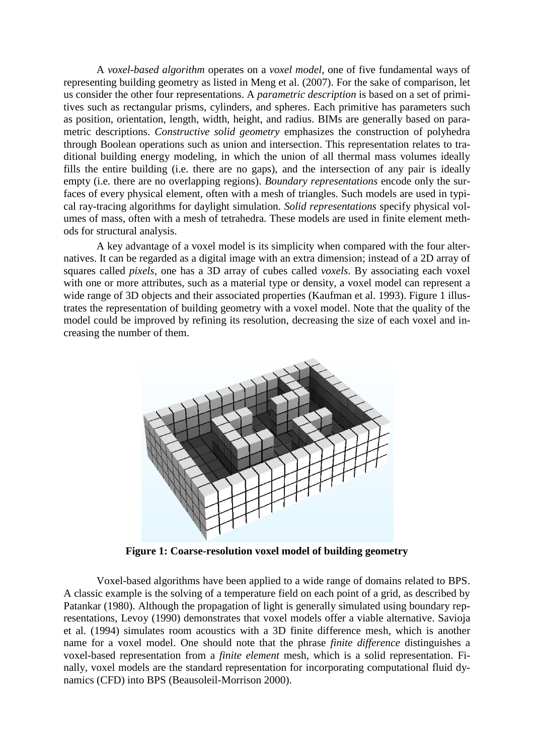A *voxel-based algorithm* operates on a *voxel model*, one of five fundamental ways of representing building geometry as listed in Meng et al. (2007). For the sake of comparison, let us consider the other four representations. A *parametric description* is based on a set of primitives such as rectangular prisms, cylinders, and spheres. Each primitive has parameters such as position, orientation, length, width, height, and radius. BIMs are generally based on parametric descriptions. *Constructive solid geometry* emphasizes the construction of polyhedra through Boolean operations such as union and intersection. This representation relates to traditional building energy modeling, in which the union of all thermal mass volumes ideally fills the entire building (i.e. there are no gaps), and the intersection of any pair is ideally empty (i.e. there are no overlapping regions). *Boundary representations* encode only the surfaces of every physical element, often with a mesh of triangles. Such models are used in typical ray-tracing algorithms for daylight simulation. *Solid representations* specify physical volumes of mass, often with a mesh of tetrahedra. These models are used in finite element methods for structural analysis.

A key advantage of a voxel model is its simplicity when compared with the four alternatives. It can be regarded as a digital image with an extra dimension; instead of a 2D array of squares called *pixels*, one has a 3D array of cubes called *voxels*. By associating each voxel with one or more attributes, such as a material type or density, a voxel model can represent a wide range of 3D objects and their associated properties (Kaufman et al. 1993). Figure 1 illustrates the representation of building geometry with a voxel model. Note that the quality of the model could be improved by refining its resolution, decreasing the size of each voxel and increasing the number of them.

**Figure 1: Coarse-resolution voxel model of building geometry**

Voxel-based algorithms have been applied to a wide range of domains related to BPS. A classic example is the solving of a temperature field on each point of a grid, as described by Patankar (1980). Although the propagation of light is generally simulated using boundary representations, Levoy (1990) demonstrates that voxel models offer a viable alternative. Savioja et al. (1994) simulates room acoustics with a 3D finite difference mesh, which is another name for a voxel model. One should note that the phrase *finite difference* distinguishes a voxel-based representation from a *finite element* mesh, which is a solid representation. Finally, voxel models are the standard representation for incorporating computational fluid dynamics (CFD) into BPS (Beausoleil-Morrison 2000).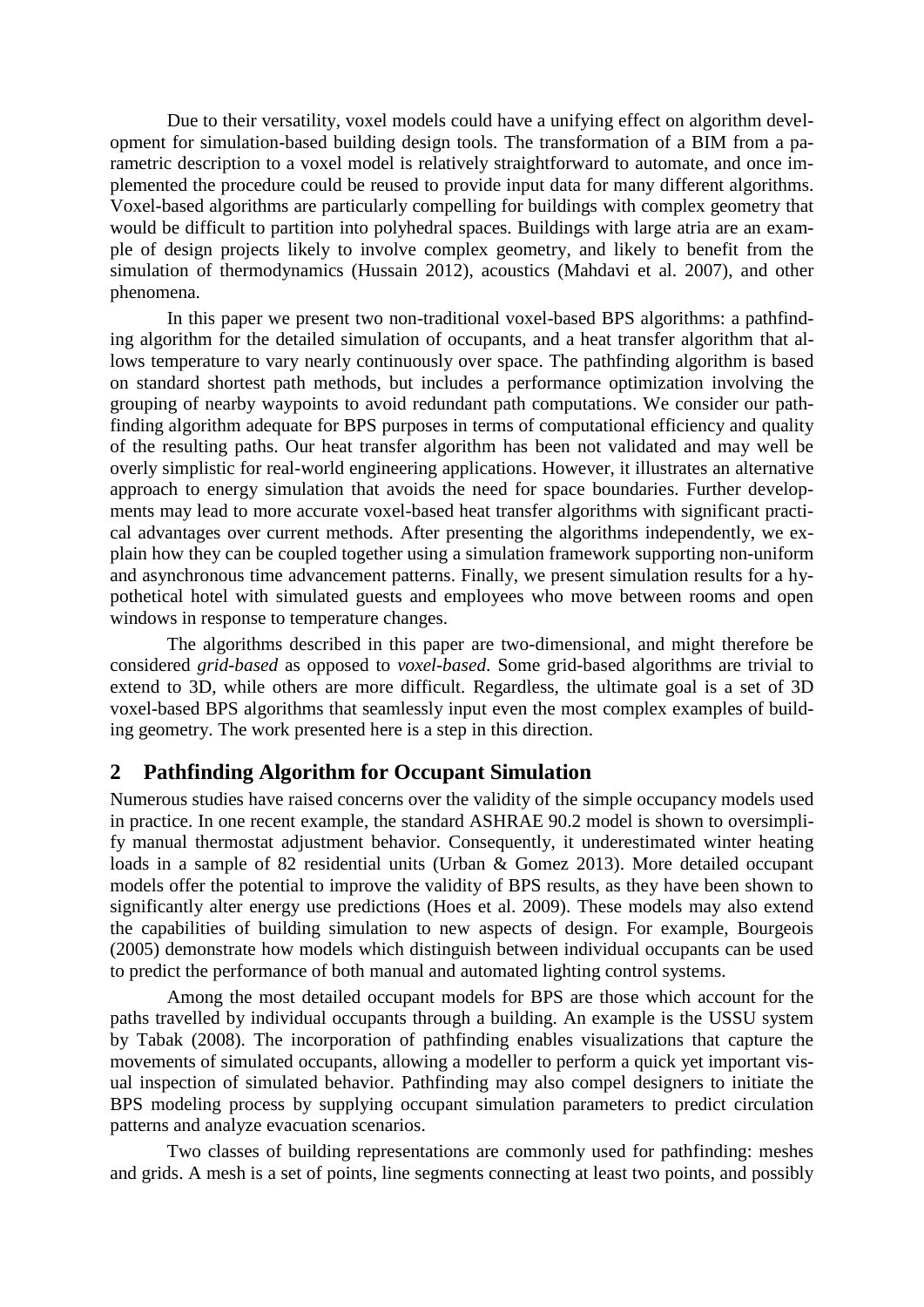Due to their versatility, voxel models could have a unifying effect on algorithm development for simulation-based building design tools. The transformation of a BIM from a parametric description to a voxel model is relatively straightforward to automate, and once implemented the procedure could be reused to provide input data for many different algorithms. Voxel-based algorithms are particularly compelling for buildings with complex geometry that would be difficult to partition into polyhedral spaces. Buildings with large atria are an example of design projects likely to involve complex geometry, and likely to benefit from the simulation of thermodynamics (Hussain 2012), acoustics (Mahdavi et al. 2007), and other phenomena.

In this paper we present two non-traditional voxel-based BPS algorithms: a pathfinding algorithm for the detailed simulation of occupants, and a heat transfer algorithm that allows temperature to vary nearly continuously over space. The pathfinding algorithm is based on standard shortest path methods, but includes a performance optimization involving the grouping of nearby waypoints to avoid redundant path computations. We consider our pathfinding algorithm adequate for BPS purposes in terms of computational efficiency and quality of the resulting paths. Our heat transfer algorithm has been not validated and may well be overly simplistic for real-world engineering applications. However, it illustrates an alternative approach to energy simulation that avoids the need for space boundaries. Further developments may lead to more accurate voxel-based heat transfer algorithms with significant practical advantages over current methods. After presenting the algorithms independently, we explain how they can be coupled together using a simulation framework supporting non-uniform and asynchronous time advancement patterns. Finally, we present simulation results for a hypothetical hotel with simulated guests and employees who move between rooms and open windows in response to temperature changes.

The algorithms described in this paper are two-dimensional, and might therefore be considered *grid-based* as opposed to *voxel-based*. Some grid-based algorithms are trivial to extend to 3D, while others are more difficult. Regardless, the ultimate goal is a set of 3D voxel-based BPS algorithms that seamlessly input even the most complex examples of building geometry. The work presented here is a step in this direction.

## 2 Pathfinding Algorithm for Occupant Simulation

Numerous studies have raised concerns over the validity of the simple occupancy models used in practice. In one recent example, the standard ASHRAE 90.2 model is shown to oversimplify manual thermostat adjustment behavior. Consequently, it underestimated winter heating loads in a sample of 82 residential units (Urban & Gomez 2013). More detailed occupant models offer the potential to improve the validity of BPS results, as they have been shown to significantly alter energy use predictions (Hoes et al. 2009). These models may also extend the capabilities of building simulation to new aspects of design. For example, Bourgeois (2005) demonstrate how models which distinguish between individual occupants can be used to predict the performance of both manual and automated lighting control systems.

Among the most detailed occupant models for BPS are those which account for the paths travelled by individual occupants through a building. An example is the USSU system by Tabak (2008). The incorporation of pathfinding enables visualizations that capture the movements of simulated occupants, allowing a modeller to perform a quick yet important visual inspection of simulated behavior. Pathfinding may also compel designers to initiate the BPS modeling process by supplying occupant simulation parameters to predict circulation patterns and analyze evacuation scenarios.

Two classes of building representations are commonly used for pathfinding: meshes and grids. A mesh is a set of points, line segments connecting at least two points, and possibly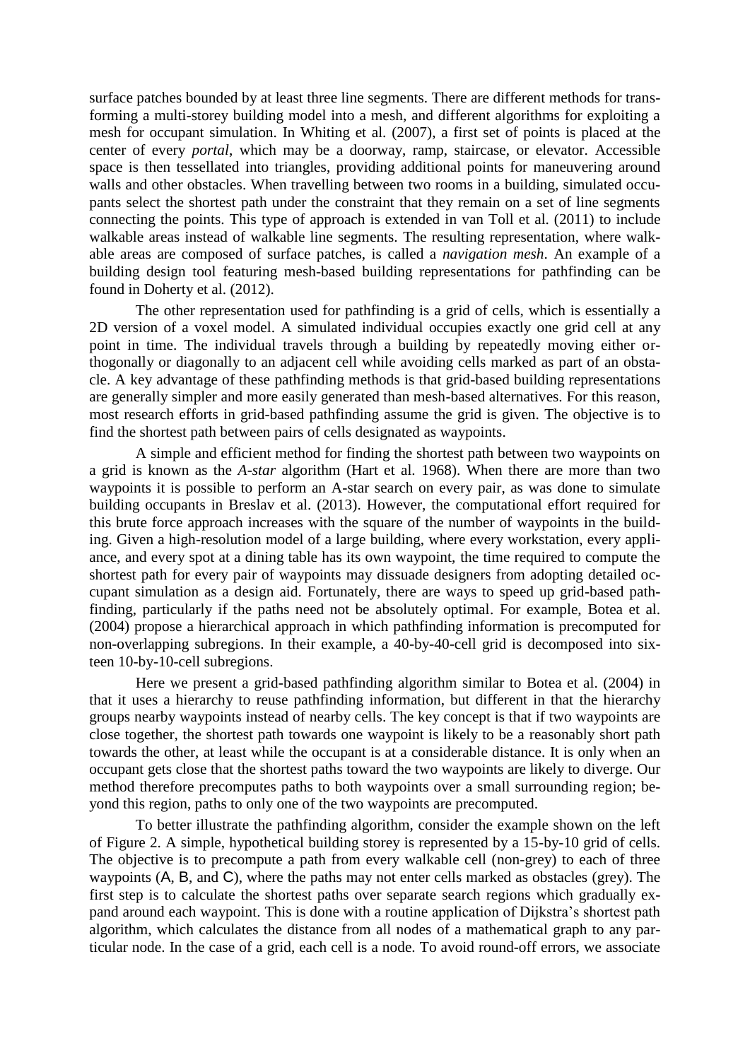surface patches bounded by at least three line segments. There are different methods for transforming a multi-storey building model into a mesh, and different algorithms for exploiting a mesh for occupant simulation. In Whiting et al. (2007), a first set of points is placed at the center of every *portal*, which may be a doorway, ramp, staircase, or elevator. Accessible space is then tessellated into triangles, providing additional points for maneuvering around walls and other obstacles. When travelling between two rooms in a building, simulated occupants select the shortest path under the constraint that they remain on a set of line segments connecting the points. This type of approach is extended in van Toll et al. (2011) to include walkable areas instead of walkable line segments. The resulting representation, where walkable areas are composed of surface patches, is called a *navigation mesh*. An example of a building design tool featuring mesh-based building representations for pathfinding can be found in Doherty et al. (2012).

The other representation used for pathfinding is a grid of cells, which is essentially a 2D version of a voxel model. A simulated individual occupies exactly one grid cell at any point in time. The individual travels through a building by repeatedly moving either orthogonally or diagonally to an adjacent cell while avoiding cells marked as part of an obstacle. A key advantage of these pathfinding methods is that grid-based building representations are generally simpler and more easily generated than mesh-based alternatives. For this reason, most research efforts in grid-based pathfinding assume the grid is given. The objective is to find the shortest path between pairs of cells designated as waypoints.

A simple and efficient method for finding the shortest path between two waypoints on a grid is known as the *A-star* algorithm (Hart et al. 1968). When there are more than two waypoints it is possible to perform an A-star search on every pair, as was done to simulate building occupants in Breslav et al. (2013). However, the computational effort required for this brute force approach increases with the square of the number of waypoints in the building. Given a high-resolution model of a large building, where every workstation, every appliance, and every spot at a dining table has its own waypoint, the time required to compute the shortest path for every pair of waypoints may dissuade designers from adopting detailed occupant simulation as a design aid. Fortunately, there are ways to speed up grid-based pathfinding, particularly if the paths need not be absolutely optimal. For example, Botea et al. (2004) propose a hierarchical approach in which pathfinding information is precomputed for non-overlapping subregions. In their example, a 40-by-40-cell grid is decomposed into sixteen 10-by-10-cell subregions.

Here we present a grid-based pathfinding algorithm similar to Botea et al. (2004) in that it uses a hierarchy to reuse pathfinding information, but different in that the hierarchy groups nearby waypoints instead of nearby cells. The key concept is that if two waypoints are close together, the shortest path towards one waypoint is likely to be a reasonably short path towards the other, at least while the occupant is at a considerable distance. It is only when an occupant gets close that the shortest paths toward the two waypoints are likely to diverge. Our method therefore precomputes paths to both waypoints over a small surrounding region; beyond this region, paths to only one of the two waypoints are precomputed.

To better illustrate the pathfinding algorithm, consider the example shown on the left of Figure 2. A simple, hypothetical building storey is represented by a 15-by-10 grid of cells. The objective is to precompute a path from every walkable cell (non-grey) to each of three waypoints (A, B, and C), where the paths may not enter cells marked as obstacles (grey). The first step is to calculate the shortest paths over separate search regions which gradually expand around each waypoint. This is done with a routine application of Dijkstra's shortest path algorithm, which calculates the distance from all nodes of a mathematical graph to any particular node. In the case of a grid, each cell is a node. To avoid round-off errors, we associate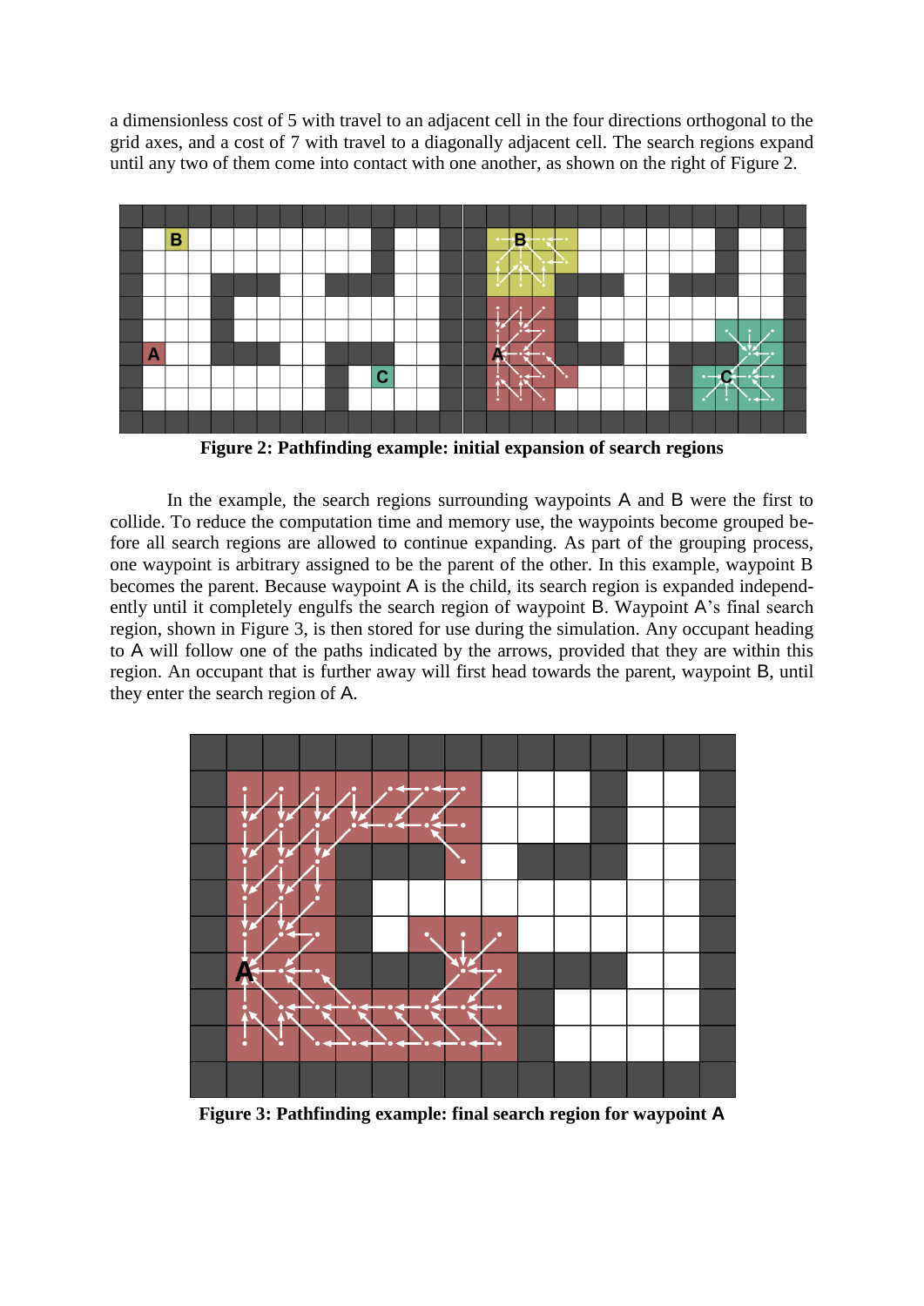a dimensionless cost of 5 with travel to an adjacent cell in the four directions orthogonal to the grid axes, and a cost of 7 with travel to a diagonally adjacent cell. The search regions expand until any two of them come into contact with one another, as shown on the right of Figure 2.

**Figure 2: Pathfinding example: initial expansion of search regions**

In the example, the search regions surrounding waypoints A and B were the first to collide. To reduce the computation time and memory use, the waypoints become grouped before all search regions are allowed to continue expanding. As part of the grouping process, one waypoint is arbitrary assigned to be the parent of the other. In this example, waypoint B becomes the parent. Because waypoint A is the child, its search region is expanded independently until it completely engulfs the search region of waypoint B. Waypoint A's final search region, shown in Figure 3, is then stored for use during the simulation. Any occupant heading to A will follow one of the paths indicated by the arrows, provided that they are within this region. An occupant that is further away will first head towards the parent, waypoint B, until they enter the search region of A.

**Figure 3: Pathfinding example: final search region for waypoint A**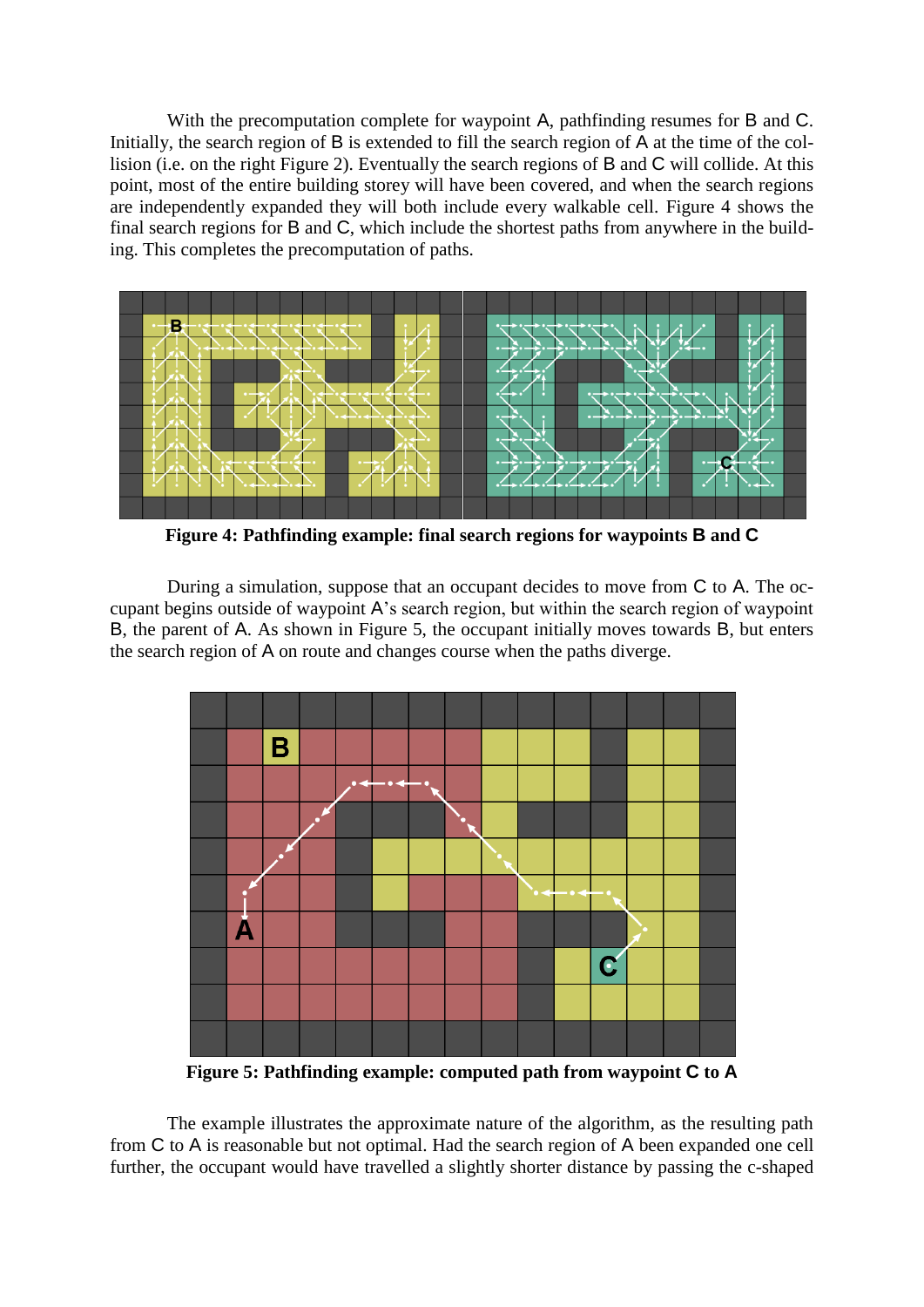With the precomputation complete for waypoint A, pathfinding resumes for B and C. Initially, the search region of B is extended to fill the search region of A at the time of the collision (i.e. on the right Figure 2). Eventually the search regions of B and C will collide. At this point, most of the entire building storey will have been covered, and when the search regions are independently expanded they will both include every walkable cell. Figure 4 shows the final search regions for B and C, which include the shortest paths from anywhere in the building. This completes the precomputation of paths.

**Figure 4: Pathfinding example: final search regions for waypoints B and C**

During a simulation, suppose that an occupant decides to move from C to A. The occupant begins outside of waypoint A's search region, but within the search region of waypoint B, the parent of A. As shown in Figure 5, the occupant initially moves towards B, but enters the search region of A on route and changes course when the paths diverge.

**Figure 5: Pathfinding example: computed path from waypoint C to A**

The example illustrates the approximate nature of the algorithm, as the resulting path from C to A is reasonable but not optimal. Had the search region of A been expanded one cell further, the occupant would have travelled a slightly shorter distance by passing the c-shaped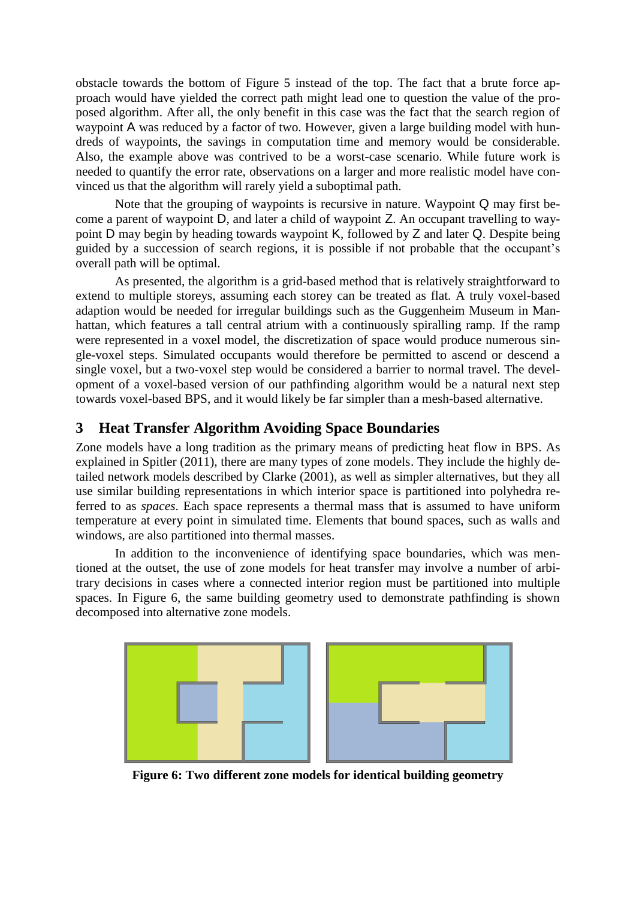obstacle towards the bottom of Figure 5 instead of the top. The fact that a brute force approach would have yielded the correct path might lead one to question the value of the proposed algorithm. After all, the only benefit in this case was the fact that the search region of waypoint A was reduced by a factor of two. However, given a large building model with hundreds of waypoints, the savings in computation time and memory would be considerable. Also, the example above was contrived to be a worst-case scenario. While future work is needed to quantify the error rate, observations on a larger and more realistic model have convinced us that the algorithm will rarely yield a suboptimal path.

Note that the grouping of waypoints is recursive in nature. Waypoint Q may first become a parent of waypoint D, and later a child of waypoint Z. An occupant travelling to waypoint D may begin by heading towards waypoint K, followed by Z and later Q. Despite being guided by a succession of search regions, it is possible if not probable that the occupant's overall path will be optimal.

As presented, the algorithm is a grid-based method that is relatively straightforward to extend to multiple storeys, assuming each storey can be treated as flat. A truly voxel-based adaption would be needed for irregular buildings such as the Guggenheim Museum in Manhattan, which features a tall central atrium with a continuously spiralling ramp. If the ramp were represented in a voxel model, the discretization of space would produce numerous single-voxel steps. Simulated occupants would therefore be permitted to ascend or descend a single voxel, but a two-voxel step would be considered a barrier to normal travel. The development of a voxel-based version of our pathfinding algorithm would be a natural next step towards voxel-based BPS, and it would likely be far simpler than a mesh-based alternative.

## 3 Heat Transfer Algorithm Avoiding Space Boundaries

Zone models have a long tradition as the primary means of predicting heat flow in BPS. As explained in Spitler (2011), there are many types of zone models. They include the highly detailed network models described by Clarke (2001), as well as simpler alternatives, but they all use similar building representations in which interior space is partitioned into polyhedra referred to as *spaces*. Each space represents a thermal mass that is assumed to have uniform temperature at every point in simulated time. Elements that bound spaces, such as walls and windows, are also partitioned into thermal masses.

In addition to the inconvenience of identifying space boundaries, which was mentioned at the outset, the use of zone models for heat transfer may involve a number of arbitrary decisions in cases where a connected interior region must be partitioned into multiple spaces. In Figure 6, the same building geometry used to demonstrate pathfinding is shown decomposed into alternative zone models.

**Figure 6: Two different zone models for identical building geometry**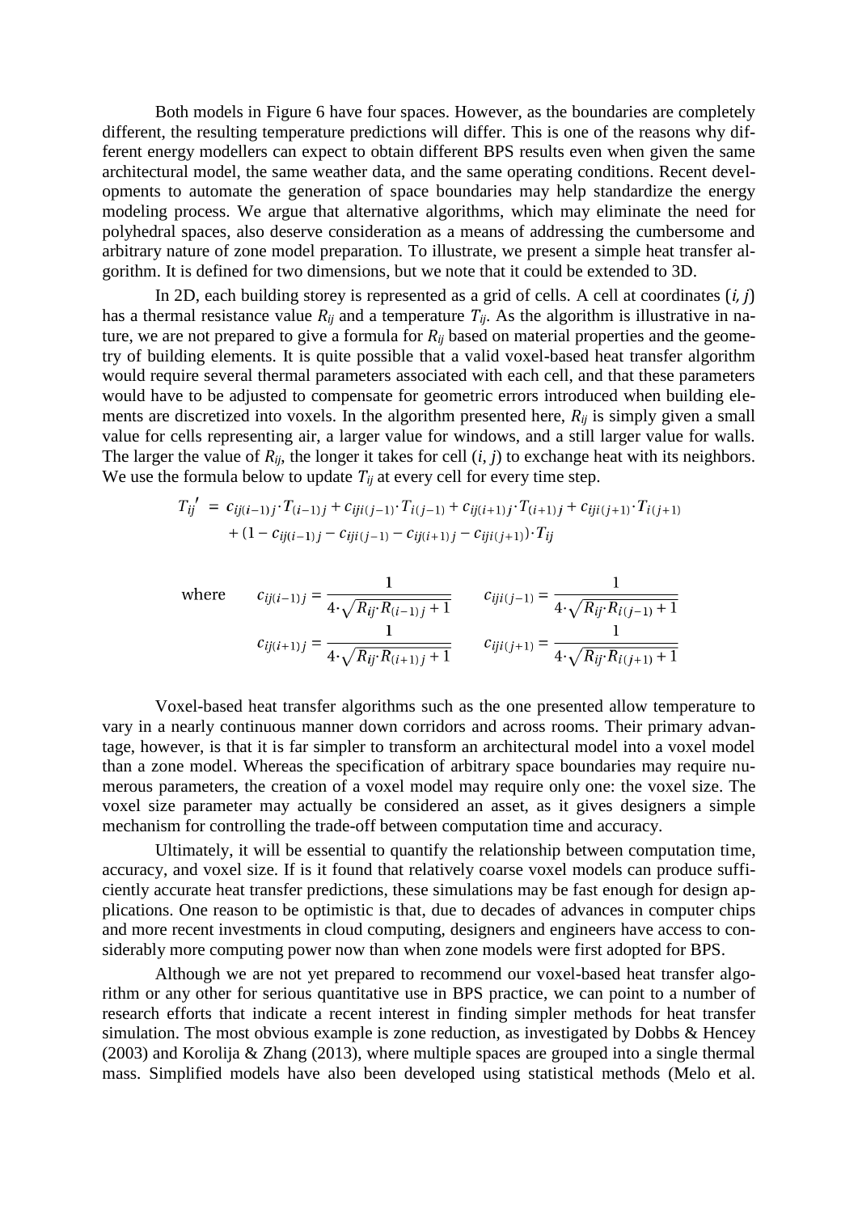Both models in Figure 6 have four spaces. However, as the boundaries are completely different, the resulting temperature predictions will differ. This is one of the reasons why different energy modellers can expect to obtain different BPS results even when given the same architectural model, the same weather data, and the same operating conditions. Recent developments to automate the generation of space boundaries may help standardize the energy modeling process. We argue that alternative algorithms, which may eliminate the need for polyhedral spaces, also deserve consideration as a means of addressing the cumbersome and arbitrary nature of zone model preparation. To illustrate, we present a simple heat transfer algorithm. It is defined for two dimensions, but we note that it could be extended to 3D.

In 2D, each building storey is represented as a grid of cells. A cell at coordinates $(i, j)$ has a thermal resistance value $R_{ij}$ and a temperature $T_{ij}$. As the algorithm is illustrative in nature, we are not prepared to give a formula for $R_{ij}$ based on material properties and the geometry of building elements. It is quite possible that a valid voxel-based heat transfer algorithm would require several thermal parameters associated with each cell, and that these parameters would have to be adjusted to compensate for geometric errors introduced when building elements are discretized into voxels. In the algorithm presented here, $R_{ij}$ is simply given a small value for cells representing air, a larger value for windows, and a still larger value for walls. The larger the value of $R_{ij}$, the longer it takes for cell $(i, j)$ to exchange heat with its neighbors. We use the formula below to update $T_{ij}$ at every cell for every time step.

$$
\begin{aligned}
T_{ij}' = {} & c_{ij(i-1)j} \cdot T_{(i-1)j} + c_{iji(j-1)} \cdot T_{i(j-1)} + c_{ij(i+1)j} \cdot T_{(i+1)j} + c_{iji(j+1)} \cdot T_{i(j+1)} \\
& + (1 - c_{ij(i-1)j} - c_{iji(j-1)} - c_{ij(i+1)j} - c_{iji(j+1)}) \cdot T_{ij}
\end{aligned}
$$

$$
\text{where} \quad c_{ij(i-1)j} = \frac{1}{4 \cdot \sqrt{R_{ij} \cdot R_{(i-1)j} + 1}} \qquad c_{iji(j-1)} = \frac{1}{4 \cdot \sqrt{R_{ij} \cdot R_{i(j-1)} + 1}}
$$

$$
c_{ij(i+1)j} = \frac{1}{4 \cdot \sqrt{R_{ij} \cdot R_{(i+1)j} + 1}} \qquad c_{iji(j+1)} = \frac{1}{4 \cdot \sqrt{R_{ij} \cdot R_{i(j+1)} + 1}}
$$

Voxel-based heat transfer algorithms such as the one presented allow temperature to vary in a nearly continuous manner down corridors and across rooms. Their primary advantage, however, is that it is far simpler to transform an architectural model into a voxel model than a zone model. Whereas the specification of arbitrary space boundaries may require numerous parameters, the creation of a voxel model may require only one: the voxel size. The voxel size parameter may actually be considered an asset, as it gives designers a simple mechanism for controlling the trade-off between computation time and accuracy.

Ultimately, it will be essential to quantify the relationship between computation time, accuracy, and voxel size. If is it found that relatively coarse voxel models can produce sufficiently accurate heat transfer predictions, these simulations may be fast enough for design applications. One reason to be optimistic is that, due to decades of advances in computer chips and more recent investments in cloud computing, designers and engineers have access to considerably more computing power now than when zone models were first adopted for BPS.

Although we are not yet prepared to recommend our voxel-based heat transfer algorithm or any other for serious quantitative use in BPS practice, we can point to a number of research efforts that indicate a recent interest in finding simpler methods for heat transfer simulation. The most obvious example is zone reduction, as investigated by Dobbs & Hencey (2003) and Korolija & Zhang (2013), where multiple spaces are grouped into a single thermal mass. Simplified models have also been developed using statistical methods (Melo et al.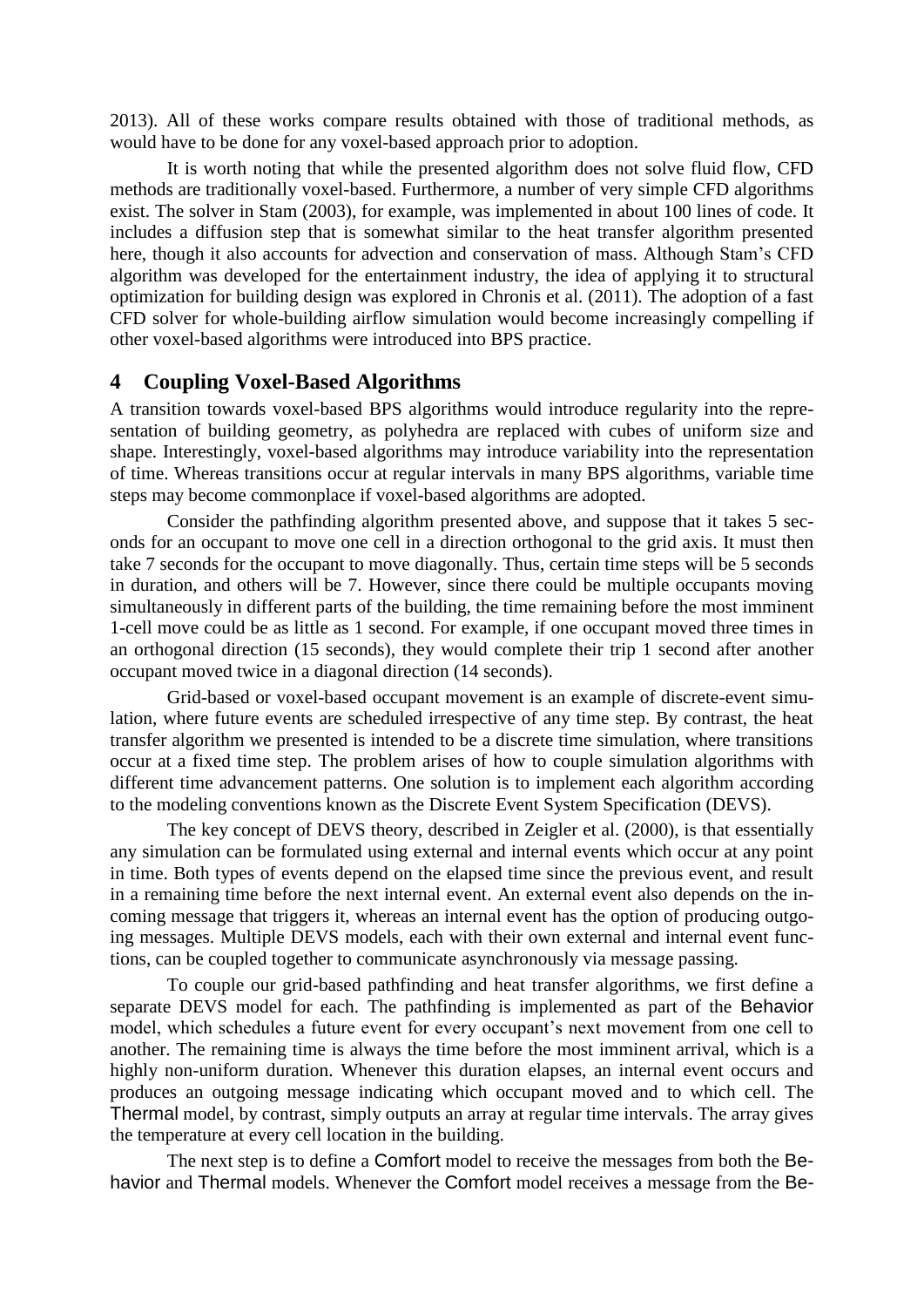2013). All of these works compare results obtained with those of traditional methods, as would have to be done for any voxel-based approach prior to adoption.

It is worth noting that while the presented algorithm does not solve fluid flow, CFD methods are traditionally voxel-based. Furthermore, a number of very simple CFD algorithms exist. The solver in Stam (2003), for example, was implemented in about 100 lines of code. It includes a diffusion step that is somewhat similar to the heat transfer algorithm presented here, though it also accounts for advection and conservation of mass. Although Stam's CFD algorithm was developed for the entertainment industry, the idea of applying it to structural optimization for building design was explored in Chronis et al. (2011). The adoption of a fast CFD solver for whole-building airflow simulation would become increasingly compelling if other voxel-based algorithms were introduced into BPS practice.

## 4 Coupling Voxel-Based Algorithms

A transition towards voxel-based BPS algorithms would introduce regularity into the representation of building geometry, as polyhedra are replaced with cubes of uniform size and shape. Interestingly, voxel-based algorithms may introduce variability into the representation of time. Whereas transitions occur at regular intervals in many BPS algorithms, variable time steps may become commonplace if voxel-based algorithms are adopted.

Consider the pathfinding algorithm presented above, and suppose that it takes 5 seconds for an occupant to move one cell in a direction orthogonal to the grid axis. It must then take 7 seconds for the occupant to move diagonally. Thus, certain time steps will be 5 seconds in duration, and others will be 7. However, since there could be multiple occupants moving simultaneously in different parts of the building, the time remaining before the most imminent 1-cell move could be as little as 1 second. For example, if one occupant moved three times in an orthogonal direction (15 seconds), they would complete their trip 1 second after another occupant moved twice in a diagonal direction (14 seconds).

Grid-based or voxel-based occupant movement is an example of discrete-event simulation, where future events are scheduled irrespective of any time step. By contrast, the heat transfer algorithm we presented is intended to be a discrete time simulation, where transitions occur at a fixed time step. The problem arises of how to couple simulation algorithms with different time advancement patterns. One solution is to implement each algorithm according to the modeling conventions known as the Discrete Event System Specification (DEVS).

The key concept of DEVS theory, described in Zeigler et al. (2000), is that essentially any simulation can be formulated using external and internal events which occur at any point in time. Both types of events depend on the elapsed time since the previous event, and result in a remaining time before the next internal event. An external event also depends on the incoming message that triggers it, whereas an internal event has the option of producing outgoing messages. Multiple DEVS models, each with their own external and internal event functions, can be coupled together to communicate asynchronously via message passing.

To couple our grid-based pathfinding and heat transfer algorithms, we first define a separate DEVS model for each. The pathfinding is implemented as part of the Behavior model, which schedules a future event for every occupant's next movement from one cell to another. The remaining time is always the time before the most imminent arrival, which is a highly non-uniform duration. Whenever this duration elapses, an internal event occurs and produces an outgoing message indicating which occupant moved and to which cell. The Thermal model, by contrast, simply outputs an array at regular time intervals. The array gives the temperature at every cell location in the building.

The next step is to define a Comfort model to receive the messages from both the Behavior and Thermal models. Whenever the Comfort model receives a message from the Be-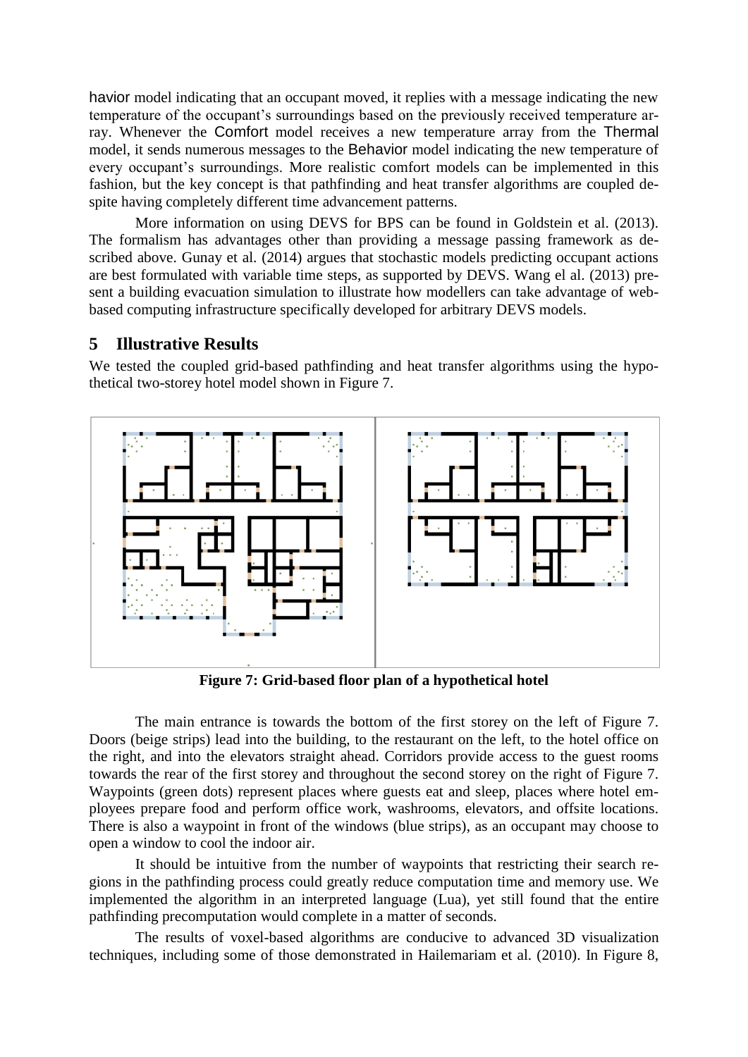havior model indicating that an occupant moved, it replies with a message indicating the new temperature of the occupant's surroundings based on the previously received temperature array. Whenever the Comfort model receives a new temperature array from the Thermal model, it sends numerous messages to the Behavior model indicating the new temperature of every occupant's surroundings. More realistic comfort models can be implemented in this fashion, but the key concept is that pathfinding and heat transfer algorithms are coupled despite having completely different time advancement patterns.

More information on using DEVS for BPS can be found in Goldstein et al. (2013). The formalism has advantages other than providing a message passing framework as described above. Gunay et al. (2014) argues that stochastic models predicting occupant actions are best formulated with variable time steps, as supported by DEVS. Wang el al. (2013) present a building evacuation simulation to illustrate how modellers can take advantage of web-based computing infrastructure specifically developed for arbitrary DEVS models.

## 5 Illustrative Results

We tested the coupled grid-based pathfinding and heat transfer algorithms using the hypothetical two-storey hotel model shown in Figure 7.

**Figure 7: Grid-based floor plan of a hypothetical hotel**

The main entrance is towards the bottom of the first storey on the left of Figure 7. Doors (beige strips) lead into the building, to the restaurant on the left, to the hotel office on the right, and into the elevators straight ahead. Corridors provide access to the guest rooms towards the rear of the first storey and throughout the second storey on the right of Figure 7. Waypoints (green dots) represent places where guests eat and sleep, places where hotel employees prepare food and perform office work, washrooms, elevators, and offsite locations. There is also a waypoint in front of the windows (blue strips), as an occupant may choose to open a window to cool the indoor air.

It should be intuitive from the number of waypoints that restricting their search regions in the pathfinding process could greatly reduce computation time and memory use. We implemented the algorithm in an interpreted language (Lua), yet still found that the entire pathfinding precomputation would complete in a matter of seconds.

The results of voxel-based algorithms are conducive to advanced 3D visualization techniques, including some of those demonstrated in Hailemariam et al. (2010). In Figure 8,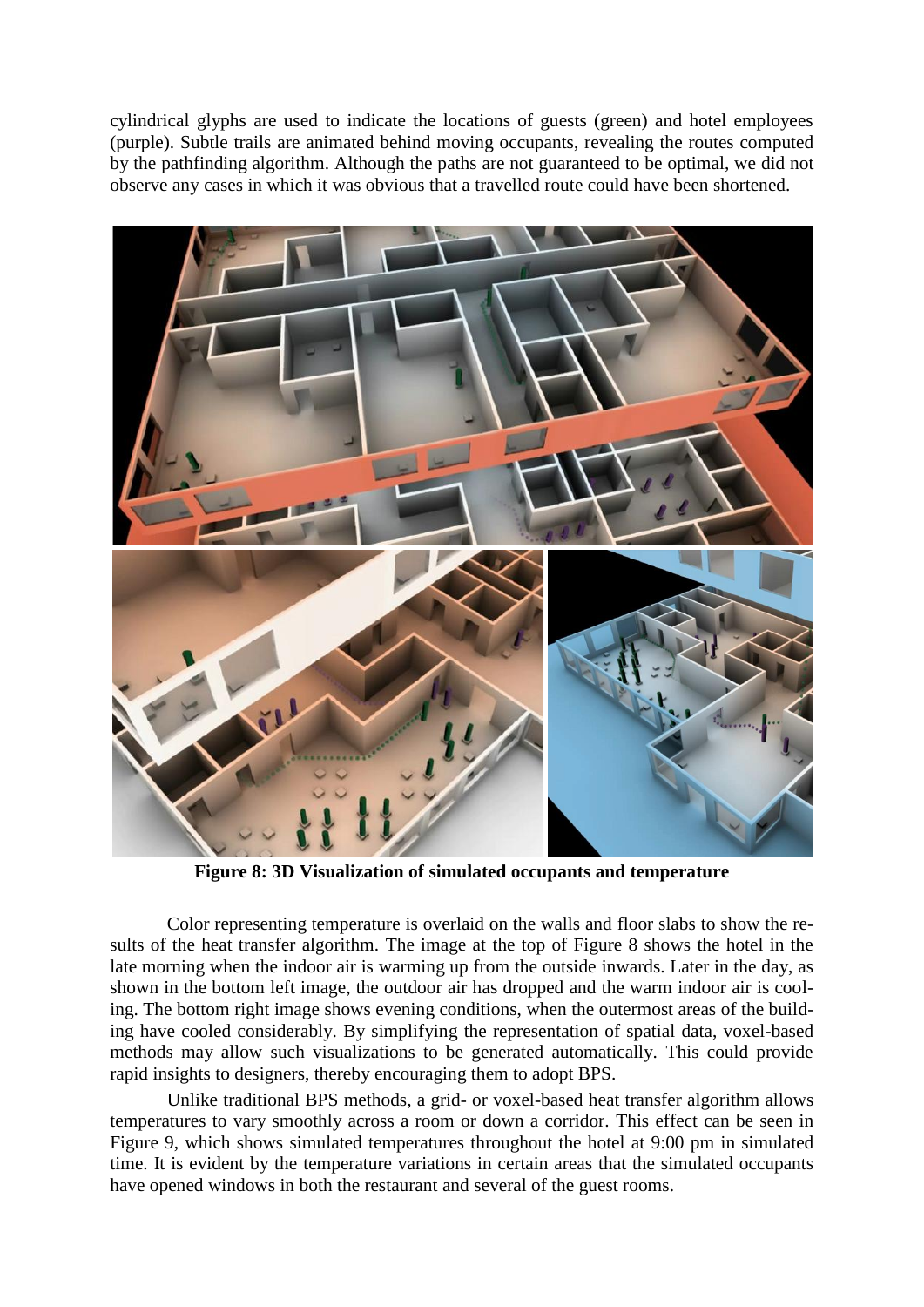cylindrical glyphs are used to indicate the locations of guests (green) and hotel employees (purple). Subtle trails are animated behind moving occupants, revealing the routes computed by the pathfinding algorithm. Although the paths are not guaranteed to be optimal, we did not observe any cases in which it was obvious that a travelled route could have been shortened.

**Figure 8: 3D Visualization of simulated occupants and temperature**

Color representing temperature is overlaid on the walls and floor slabs to show the results of the heat transfer algorithm. The image at the top of Figure 8 shows the hotel in the late morning when the indoor air is warming up from the outside inwards. Later in the day, as shown in the bottom left image, the outdoor air has dropped and the warm indoor air is cooling. The bottom right image shows evening conditions, when the outermost areas of the building have cooled considerably. By simplifying the representation of spatial data, voxel-based methods may allow such visualizations to be generated automatically. This could provide rapid insights to designers, thereby encouraging them to adopt BPS.

Unlike traditional BPS methods, a grid- or voxel-based heat transfer algorithm allows temperatures to vary smoothly across a room or down a corridor. This effect can be seen in Figure 9, which shows simulated temperatures throughout the hotel at 9:00 pm in simulated time. It is evident by the temperature variations in certain areas that the simulated occupants have opened windows in both the restaurant and several of the guest rooms.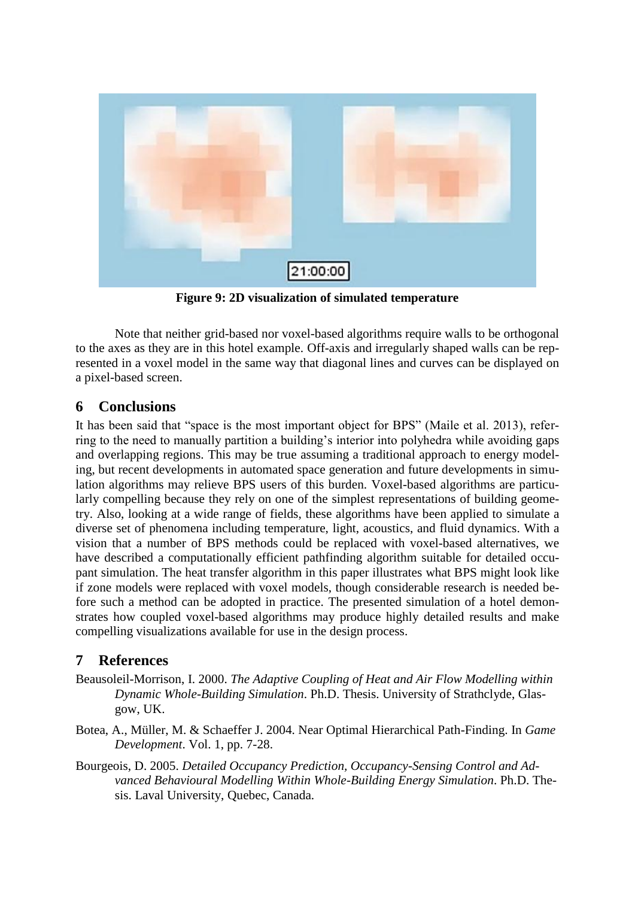**Figure 9: 2D visualization of simulated temperature**

Note that neither grid-based nor voxel-based algorithms require walls to be orthogonal to the axes as they are in this hotel example. Off-axis and irregularly shaped walls can be represented in a voxel model in the same way that diagonal lines and curves can be displayed on a pixel-based screen.

## 6 Conclusions

It has been said that "space is the most important object for BPS" (Maile et al. 2013), referring to the need to manually partition a building's interior into polyhedra while avoiding gaps and overlapping regions. This may be true assuming a traditional approach to energy modeling, but recent developments in automated space generation and future developments in simulation algorithms may relieve BPS users of this burden. Voxel-based algorithms are particularly compelling because they rely on one of the simplest representations of building geometry. Also, looking at a wide range of fields, these algorithms have been applied to simulate a diverse set of phenomena including temperature, light, acoustics, and fluid dynamics. With a vision that a number of BPS methods could be replaced with voxel-based alternatives, we have described a computationally efficient pathfinding algorithm suitable for detailed occupant simulation. The heat transfer algorithm in this paper illustrates what BPS might look like if zone models were replaced with voxel models, though considerable research is needed before such a method can be adopted in practice. The presented simulation of a hotel demonstrates how coupled voxel-based algorithms may produce highly detailed results and make compelling visualizations available for use in the design process.

## 7 References

Beausoleil-Morrison, I. 2000. *The Adaptive Coupling of Heat and Air Flow Modelling within Dynamic Whole-Building Simulation*. Ph.D. Thesis. University of Strathclyde, Glasgow, UK.

Botea, A., Müller, M. & Schaeffer J. 2004. Near Optimal Hierarchical Path-Finding. In *Game Development*. Vol. 1, pp. 7-28.

Bourgeois, D. 2005. *Detailed Occupancy Prediction, Occupancy-Sensing Control and Advanced Behavioural Modelling Within Whole-Building Energy Simulation*. Ph.D. Thesis. Laval University, Quebec, Canada.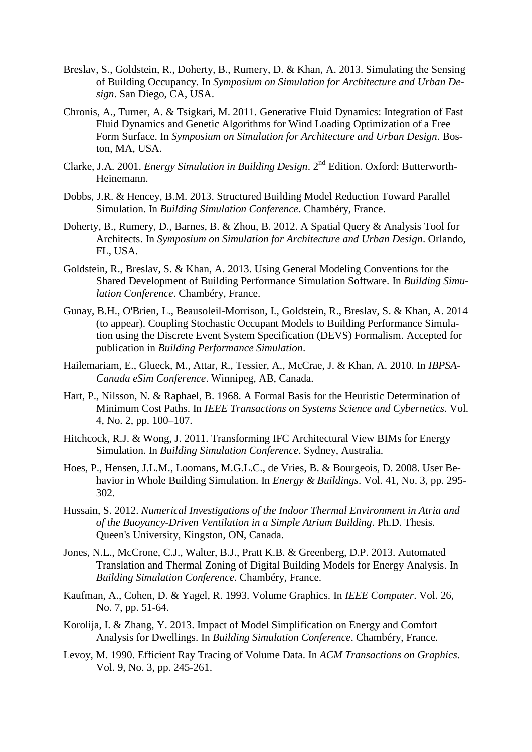Breslav, S., Goldstein, R., Doherty, B., Rumery, D. & Khan, A. 2013. Simulating the Sensing of Building Occupancy. In *Symposium on Simulation for Architecture and Urban Design*. San Diego, CA, USA.

Chronis, A., Turner, A. & Tsigkari, M. 2011. Generative Fluid Dynamics: Integration of Fast Fluid Dynamics and Genetic Algorithms for Wind Loading Optimization of a Free Form Surface. In *Symposium on Simulation for Architecture and Urban Design*. Boston, MA, USA.

Clarke, J.A. 2001. *Energy Simulation in Building Design*. 2nd Edition. Oxford: Butterworth-Heinemann.

Dobbs, J.R. & Hencey, B.M. 2013. Structured Building Model Reduction Toward Parallel Simulation. In *Building Simulation Conference*. Chambéry, France.

Doherty, B., Rumery, D., Barnes, B. & Zhou, B. 2012. A Spatial Query & Analysis Tool for Architects. In *Symposium on Simulation for Architecture and Urban Design*. Orlando, FL, USA.

Goldstein, R., Breslav, S. & Khan, A. 2013. Using General Modeling Conventions for the Shared Development of Building Performance Simulation Software. In *Building Simulation Conference*. Chambéry, France.

Gunay, B.H., O'Brien, L., Beausoleil-Morrison, I., Goldstein, R., Breslav, S. & Khan, A. 2014 (to appear). Coupling Stochastic Occupant Models to Building Performance Simulation using the Discrete Event System Specification (DEVS) Formalism. Accepted for publication in *Building Performance Simulation*.

Hailemariam, E., Glueck, M., Attar, R., Tessier, A., McCrae, J. & Khan, A. 2010. In *IBPSA-Canada eSim Conference*. Winnipeg, AB, Canada.

Hart, P., Nilsson, N. & Raphael, B. 1968. A Formal Basis for the Heuristic Determination of Minimum Cost Paths. In *IEEE Transactions on Systems Science and Cybernetics*. Vol. 4, No. 2, pp. 100–107.

Hitchcock, R.J. & Wong, J. 2011. Transforming IFC Architectural View BIMs for Energy Simulation. In *Building Simulation Conference*. Sydney, Australia.

Hoes, P., Hensen, J.L.M., Loomans, M.G.L.C., de Vries, B. & Bourgeois, D. 2008. User Behavior in Whole Building Simulation. In *Energy & Buildings*. Vol. 41, No. 3, pp. 295-302.

Hussain, S. 2012. *Numerical Investigations of the Indoor Thermal Environment in Atria and of the Buoyancy-Driven Ventilation in a Simple Atrium Building*. Ph.D. Thesis. Queen's University, Kingston, ON, Canada.

Jones, N.L., McCrone, C.J., Walter, B.J., Pratt K.B. & Greenberg, D.P. 2013. Automated Translation and Thermal Zoning of Digital Building Models for Energy Analysis. In *Building Simulation Conference*. Chambéry, France.

Kaufman, A., Cohen, D. & Yagel, R. 1993. Volume Graphics. In *IEEE Computer*. Vol. 26, No. 7, pp. 51-64.

Korolija, I. & Zhang, Y. 2013. Impact of Model Simplification on Energy and Comfort Analysis for Dwellings. In *Building Simulation Conference*. Chambéry, France.

Levoy, M. 1990. Efficient Ray Tracing of Volume Data. In *ACM Transactions on Graphics*. Vol. 9, No. 3, pp. 245-261.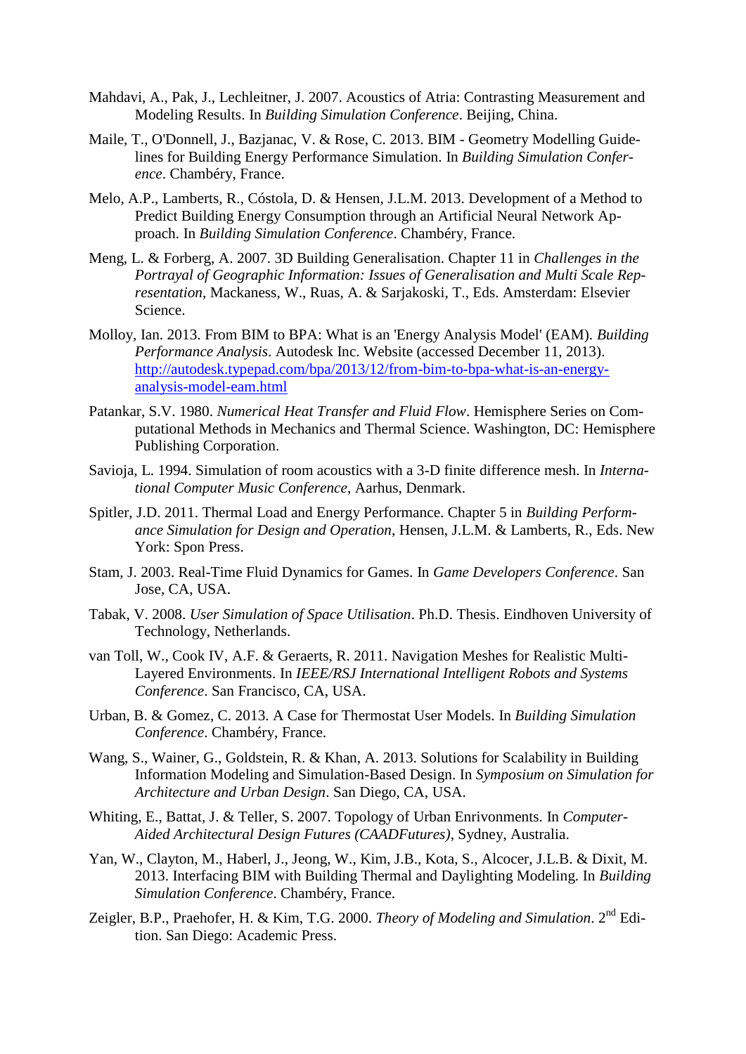Mahdavi, A., Pak, J., Lechleitner, J. 2007. Acoustics of Atria: Contrasting Measurement and Modeling Results. In *Building Simulation Conference*. Beijing, China.

Maile, T., O'Donnell, J., Bazjanac, V. & Rose, C. 2013. BIM - Geometry Modelling Guidelines for Building Energy Performance Simulation. In *Building Simulation Conference*. Chambéry, France.

Melo, A.P., Lamberts, R., Cóstola, D. & Hensen, J.L.M. 2013. Development of a Method to Predict Building Energy Consumption through an Artificial Neural Network Approach. In *Building Simulation Conference*. Chambéry, France.

Meng, L. & Forberg, A. 2007. 3D Building Generalisation. Chapter 11 in *Challenges in the Portrayal of Geographic Information: Issues of Generalisation and Multi Scale Representation*, Mackaness, W., Ruas, A. & Sarjakoski, T., Eds. Amsterdam: Elsevier Science.

Molloy, Ian. 2013. From BIM to BPA: What is an 'Energy Analysis Model' (EAM). *Building Performance Analysis*. Autodesk Inc. Website (accessed December 11, 2013). [http://autodesk.typepad.com/bpa/2013/12/from-bim-to-bpa-what-is-an-energy-analysis-model-eam.html](http://autodesk.typepad.com/bpa/2013/12/from-bim-to-bpa-what-is-an-energy-analysis-model-eam.html)

Patankar, S.V. 1980. *Numerical Heat Transfer and Fluid Flow*. Hemisphere Series on Computational Methods in Mechanics and Thermal Science. Washington, DC: Hemisphere Publishing Corporation.

Savioja, L. 1994. Simulation of room acoustics with a 3-D finite difference mesh. In *International Computer Music Conference*, Aarhus, Denmark.

Spitler, J.D. 2011. Thermal Load and Energy Performance. Chapter 5 in *Building Performance Simulation for Design and Operation*, Hensen, J.L.M. & Lamberts, R., Eds. New York: Spon Press.

Stam, J. 2003. Real-Time Fluid Dynamics for Games. In *Game Developers Conference*. San Jose, CA, USA.

Tabak, V. 2008. *User Simulation of Space Utilisation*. Ph.D. Thesis. Eindhoven University of Technology, Netherlands.

van Toll, W., Cook IV, A.F. & Geraerts, R. 2011. Navigation Meshes for Realistic Multi-Layered Environments. In *IEEE/RSJ International Intelligent Robots and Systems Conference*. San Francisco, CA, USA.

Urban, B. & Gomez, C. 2013. A Case for Thermostat User Models. In *Building Simulation Conference*. Chambéry, France.

Wang, S., Wainer, G., Goldstein, R. & Khan, A. 2013. Solutions for Scalability in Building Information Modeling and Simulation-Based Design. In *Symposium on Simulation for Architecture and Urban Design*. San Diego, CA, USA.

Whiting, E., Battat, J. & Teller, S. 2007. Topology of Urban Enrivonments. In *Computer-Aided Architectural Design Futures (CAADFutures)*, Sydney, Australia.

Yan, W., Clayton, M., Haberl, J., Jeong, W., Kim, J.B., Kota, S., Alcocer, J.L.B. & Dixit, M. 2013. Interfacing BIM with Building Thermal and Daylighting Modeling. In *Building Simulation Conference*. Chambéry, France.

Zeigler, B.P., Praehofer, H. & Kim, T.G. 2000. *Theory of Modeling and Simulation*. 2nd Edition. San Diego: Academic Press.